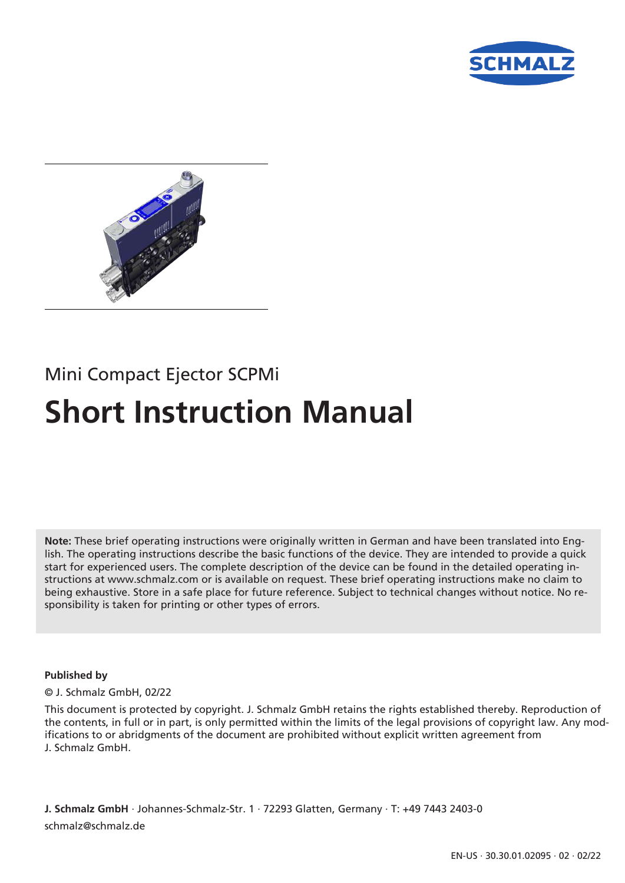Mini Compact Ejector SCPMi

# Short Instruction Manual

**Note:** These brief operating instructions were originally written in German and have been translated into English. The operating instructions describe the basic functions of the device. They are intended to provide a quick start for experienced users. The complete description of the device can be found in the detailed operating instructions at www.schmalz.com or is available on request. These brief operating instructions make no claim to being exhaustive. Store in a safe place for future reference. Subject to technical changes without notice. No responsibility is taken for printing or other types of errors.

**Published by**

© J. Schmalz GmbH, 02/22

This document is protected by copyright. J. Schmalz GmbH retains the rights established thereby. Reproduction of the contents, in full or in part, is only permitted within the limits of the legal provisions of copyright law. Any modifications to or abridgments of the document are prohibited without explicit written agreement from J. Schmalz GmbH.

**J. Schmalz GmbH** · Johannes-Schmalz-Str. 1 · 72293 Glatten, Germany · T: +49 7443 2403-0

schmalz@schmalz.de

EN-US · 30.30.01.02095 · 02 · 02/22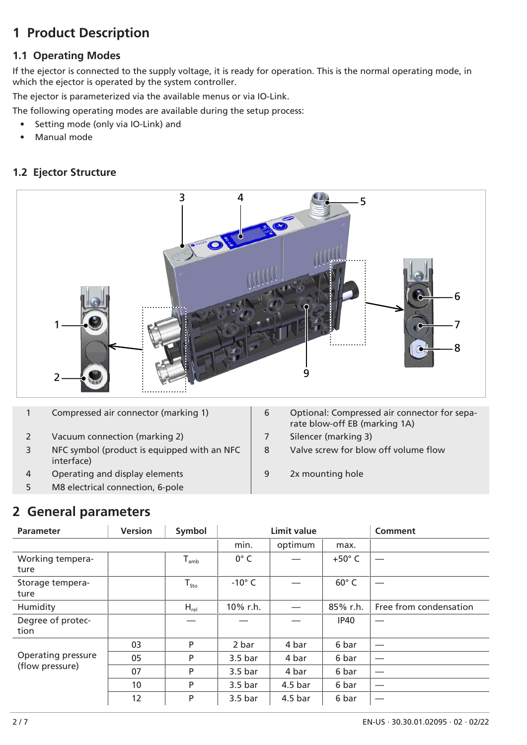# 1 Product Description

## 1.1 Operating Modes

If the ejector is connected to the supply voltage, it is ready for operation. This is the normal operating mode, in which the ejector is operated by the system controller.

The ejector is parameterized via the available menus or via IO-Link.

The following operating modes are available during the setup process:

- Setting mode (only via IO-Link) and
- Manual mode

## 1.2 Ejector Structure

| | | | |
|---|---|---|---|
| 1 | Compressed air connector (marking 1) | 6 | Optional: Compressed air connector for separate blow-off EB (marking 1A) |
| 2 | Vacuum connection (marking 2) | 7 | Silencer (marking 3) |
| 3 | NFC symbol (product is equipped with an NFC interface) | 8 | Valve screw for blow off volume flow |
| 4 | Operating and display elements | 9 | 2x mounting hole |
| 5 | M8 electrical connection, 6-pole | | |

# 2 General parameters

| Parameter | Version | Symbol | Limit value | | | Comment |
|---|---|---|---|---|---|---|
| | | | min. | optimum | max. | |
| Working temperature | | $T_{amb}$ | 0° C | — | +50° C | — |
| Storage temperature | | $T_{Sto}$ | -10° C | — | 60° C | — |
| Humidity | | $H_{rel}$ | 10% r.h. | — | 85% r.h. | Free from condensation |
| Degree of protection | | — | — | — | IP40 | — |
| Operating pressure (flow pressure) | 03 | P | 2 bar | 4 bar | 6 bar | — |
| | 05 | P | 3.5 bar | 4 bar | 6 bar | — |
| | 07 | P | 3.5 bar | 4 bar | 6 bar | — |
| | 10 | P | 3.5 bar | 4.5 bar | 6 bar | — |
| | 12 | P | 3.5 bar | 4.5 bar | 6 bar | — |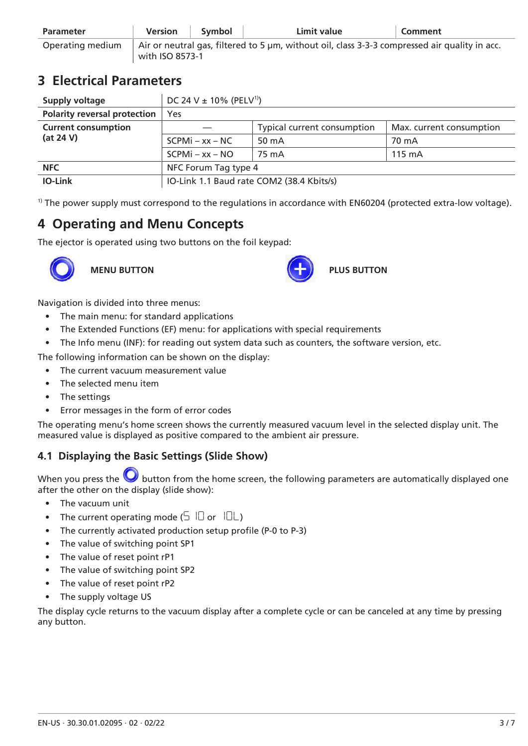| Parameter | Version | Symbol | Limit value | Comment |
|---|---|---|---|---|
| Operating medium | Air or neutral gas, filtered to 5 µm, without oil, class 3-3-3 compressed air quality in acc. with ISO 8573-1 | | | |

# 3 Electrical Parameters

| Supply voltage | DC 24 V ± 10% (PELV[1]) | | |
|---|---|---|---|
| Polarity reversal protection | Yes | | |
| Current consumption (at 24 V) | — | Typical current consumption | Max. current consumption |
| | SCPMi – xx – NC | 50 mA | 70 mA |
| | SCPMi – xx – NO | 75 mA | 115 mA |
| NFC | NFC Forum Tag type 4 | | |
| IO-Link | IO-Link 1.1 Baud rate COM2 (38.4 Kbits/s) | | |

[1] The power supply must correspond to the regulations in accordance with EN60204 (protected extra-low voltage).

# 4 Operating and Menu Concepts

The ejector is operated using two buttons on the foil keypad:

**MENU BUTTON** **PLUS BUTTON**

Navigation is divided into three menus:

- The main menu: for standard applications
- The Extended Functions (EF) menu: for applications with special requirements
- The Info menu (INF): for reading out system data such as counters, the software version, etc.

The following information can be shown on the display:

- The current vacuum measurement value
- The selected menu item
- The settings
- Error messages in the form of error codes

The operating menu's home screen shows the currently measured vacuum level in the selected display unit. The measured value is displayed as positive compared to the ambient air pressure.

## 4.1 Displaying the Basic Settings (Slide Show)

When you press the button from the home screen, the following parameters are automatically displayed one after the other on the display (slide show):

- The vacuum unit
- The current operating mode (SIO or IOL)
- The currently activated production setup profile (P-0 to P-3)
- The value of switching point SP1
- The value of reset point rP1
- The value of switching point SP2
- The value of reset point rP2
- The supply voltage US

The display cycle returns to the vacuum display after a complete cycle or can be canceled at any time by pressing any button.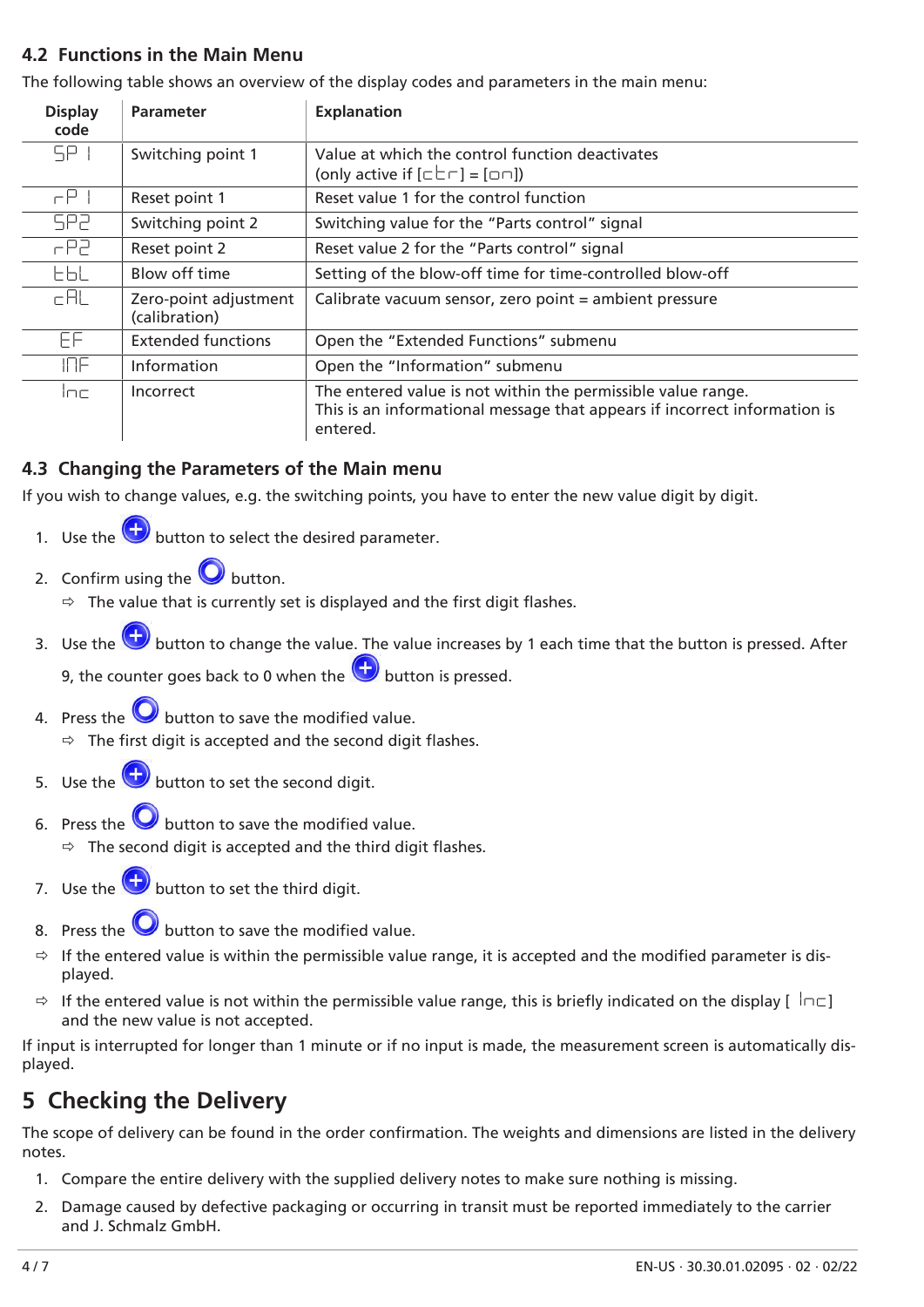## 4.2 Functions in the Main Menu

The following table shows an overview of the display codes and parameters in the main menu:

| Display code | Parameter | Explanation |
|---|---|---|
| SP1 | Switching point 1 | Value at which the control function deactivates (only active if [ctr] = [on]) |
| rP1 | Reset point 1 | Reset value 1 for the control function |
| SP2 | Switching point 2 | Switching value for the “Parts control” signal |
| rP2 | Reset point 2 | Reset value 2 for the “Parts control” signal |
| tbL | Blow off time | Setting of the blow-off time for time-controlled blow-off |
| cAL | Zero-point adjustment (calibration) | Calibrate vacuum sensor, zero point = ambient pressure |
| EF | Extended functions | Open the “Extended Functions” submenu |
| INF | Information | Open the “Information” submenu |
| Inc | Incorrect | The entered value is not within the permissible value range. This is an informational message that appears if incorrect information is entered. |

## 4.3 Changing the Parameters of the Main menu

If you wish to change values, e.g. the switching points, you have to enter the new value digit by digit.

1. Use the (+) button to select the desired parameter.
2. Confirm using the (O) button.
   ⇨ The value that is currently set is displayed and the first digit flashes.
3. Use the (+) button to change the value. The value increases by 1 each time that the button is pressed. After 9, the counter goes back to 0 when the (+) button is pressed.
4. Press the (O) button to save the modified value.
   ⇨ The first digit is accepted and the second digit flashes.
5. Use the (+) button to set the second digit.
6. Press the (O) button to save the modified value.
   ⇨ The second digit is accepted and the third digit flashes.
7. Use the (+) button to set the third digit.
8. Press the (O) button to save the modified value.

⇨ If the entered value is within the permissible value range, it is accepted and the modified parameter is displayed.

⇨ If the entered value is not within the permissible value range, this is briefly indicated on the display [ Inc ] and the new value is not accepted.

If input is interrupted for longer than 1 minute or if no input is made, the measurement screen is automatically displayed.

# 5 Checking the Delivery

The scope of delivery can be found in the order confirmation. The weights and dimensions are listed in the delivery notes.

1. Compare the entire delivery with the supplied delivery notes to make sure nothing is missing.
2. Damage caused by defective packaging or occurring in transit must be reported immediately to the carrier and J. Schmalz GmbH.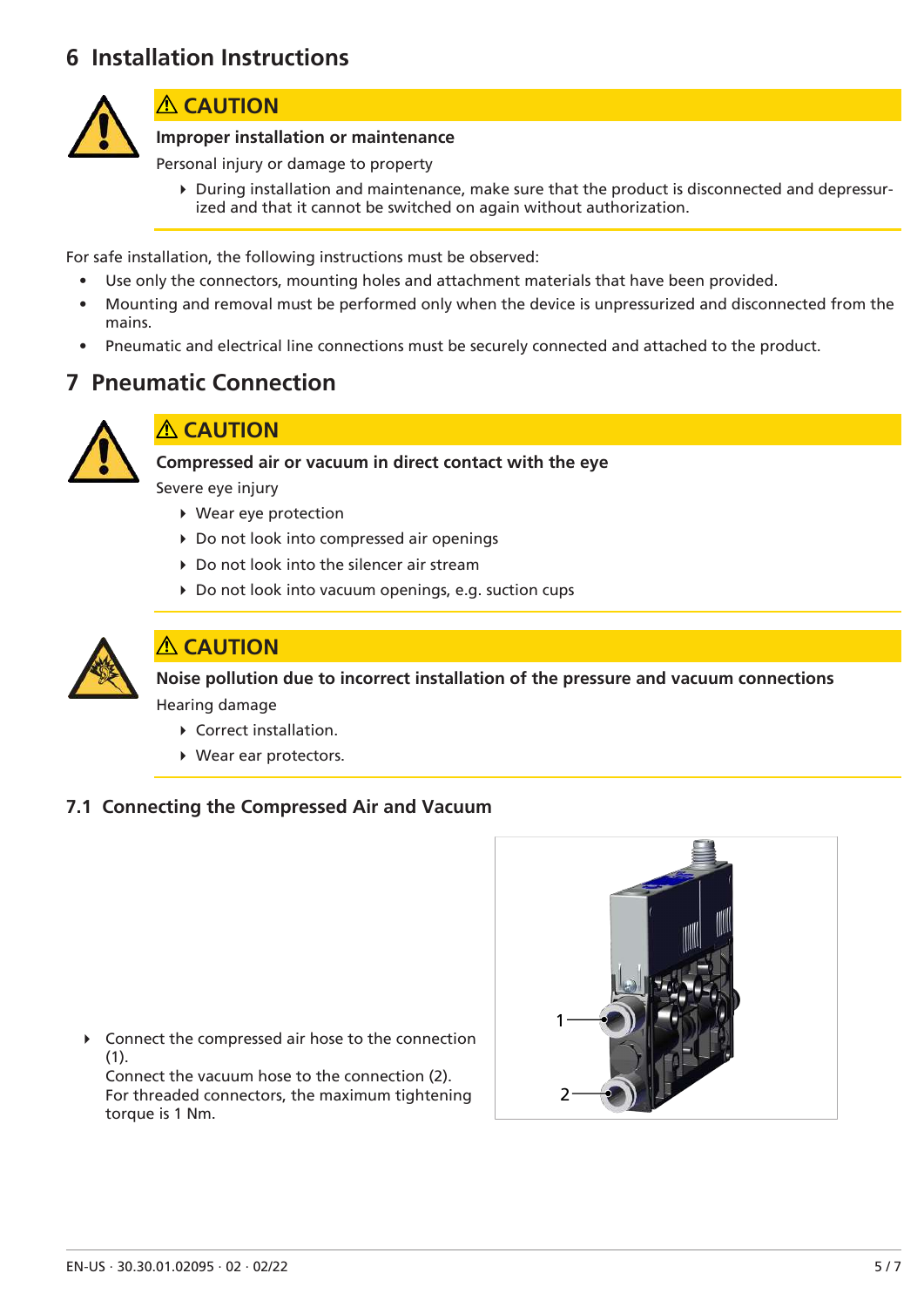# 6 Installation Instructions

⚠ **CAUTION**

**Improper installation or maintenance**

Personal injury or damage to property

- During installation and maintenance, make sure that the product is disconnected and depressurized and that it cannot be switched on again without authorization.

For safe installation, the following instructions must be observed:

- Use only the connectors, mounting holes and attachment materials that have been provided.
- Mounting and removal must be performed only when the device is unpressurized and disconnected from the mains.
- Pneumatic and electrical line connections must be securely connected and attached to the product.

# 7 Pneumatic Connection

⚠ **CAUTION**

**Compressed air or vacuum in direct contact with the eye**

Severe eye injury

- Wear eye protection
- Do not look into compressed air openings
- Do not look into the silencer air stream
- Do not look into vacuum openings, e.g. suction cups

⚠ **CAUTION**

**Noise pollution due to incorrect installation of the pressure and vacuum connections**

Hearing damage

- Correct installation.
- Wear ear protectors.

## 7.1 Connecting the Compressed Air and Vacuum

- Connect the compressed air hose to the connection (1).
  Connect the vacuum hose to the connection (2).
  For threaded connectors, the maximum tightening torque is 1 Nm.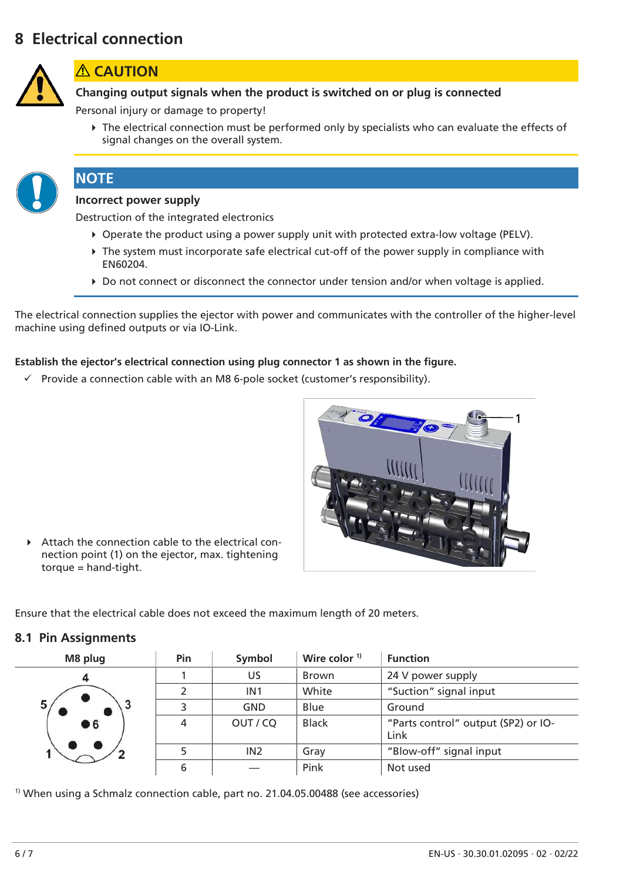# 8 Electrical connection

## ⚠ CAUTION

**Changing output signals when the product is switched on or plug is connected**

Personal injury or damage to property!

- The electrical connection must be performed only by specialists who can evaluate the effects of signal changes on the overall system.

## NOTE

**Incorrect power supply**

Destruction of the integrated electronics

- Operate the product using a power supply unit with protected extra-low voltage (PELV).
- The system must incorporate safe electrical cut-off of the power supply in compliance with EN60204.
- Do not connect or disconnect the connector under tension and/or when voltage is applied.

The electrical connection supplies the ejector with power and communicates with the controller of the higher-level machine using defined outputs or via IO-Link.

**Establish the ejector's electrical connection using plug connector 1 as shown in the figure.**

✓ Provide a connection cable with an M8 6-pole socket (customer's responsibility).

- Attach the connection cable to the electrical connection point (1) on the ejector, max. tightening torque = hand-tight.

Ensure that the electrical cable does not exceed the maximum length of 20 meters.

## 8.1 Pin Assignments

| M8 plug | Pin | Symbol | Wire color [1] | Function |
|---|---|---|---|---|
| | 1 | US | Brown | 24 V power supply |
| | 2 | IN1 | White | "Suction" signal input |
| | 3 | GND | Blue | Ground |
| | 4 | OUT / CQ | Black | "Parts control" output (SP2) or IO-Link |
| | 5 | IN2 | Gray | "Blow-off" signal input |
| | 6 | — | Pink | Not used |

[1] When using a Schmalz connection cable, part no. 21.04.05.00488 (see accessories)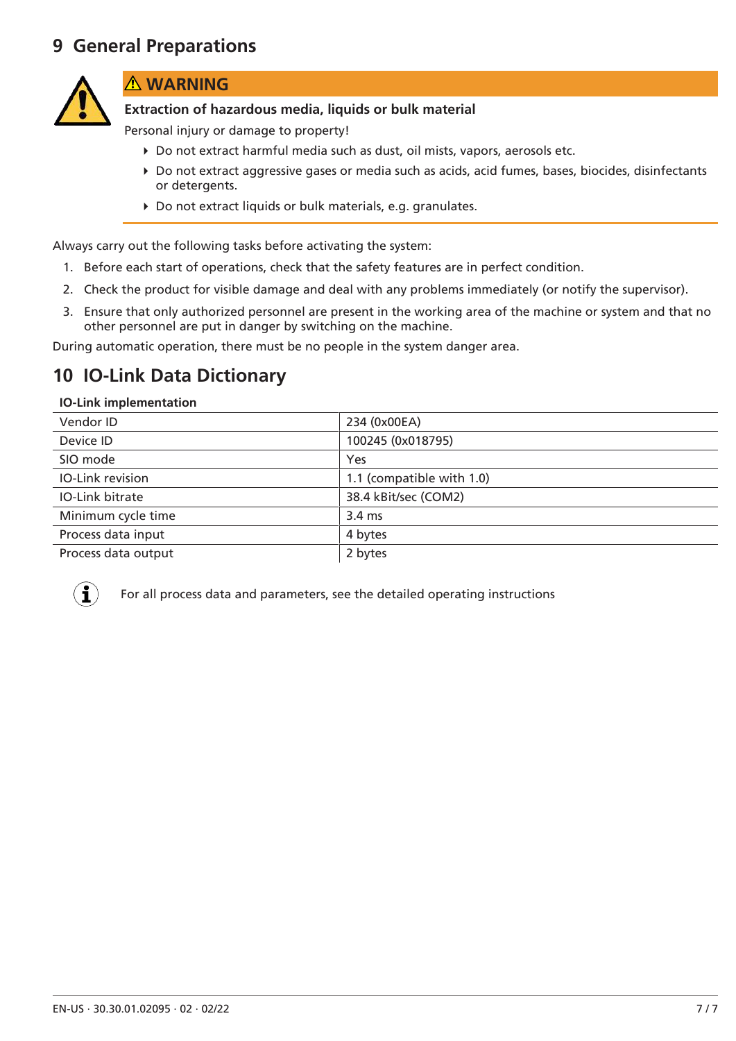# 9 General Preparations

**⚠ WARNING**

**Extraction of hazardous media, liquids or bulk material**

Personal injury or damage to property!

- Do not extract harmful media such as dust, oil mists, vapors, aerosols etc.
- Do not extract aggressive gases or media such as acids, acid fumes, bases, biocides, disinfectants or detergents.
- Do not extract liquids or bulk materials, e.g. granulates.

Always carry out the following tasks before activating the system:

1. Before each start of operations, check that the safety features are in perfect condition.
2. Check the product for visible damage and deal with any problems immediately (or notify the supervisor).
3. Ensure that only authorized personnel are present in the working area of the machine or system and that no other personnel are put in danger by switching on the machine.

During automatic operation, there must be no people in the system danger area.

# 10 IO-Link Data Dictionary

**IO-Link implementation**

| | |
|---|---|
| Vendor ID | 234 (0x00EA) |
| Device ID | 100245 (0x018795) |
| SIO mode | Yes |
| IO-Link revision | 1.1 (compatible with 1.0) |
| IO-Link bitrate | 38.4 kBit/sec (COM2) |
| Minimum cycle time | 3.4 ms |
| Process data input | 4 bytes |
| Process data output | 2 bytes |

For all process data and parameters, see the detailed operating instructions